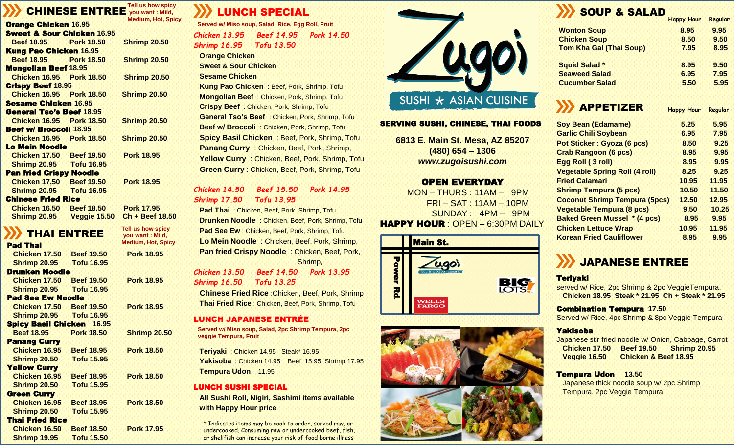## CHINESE ENTREE

Tell us how spicy you want : Mild, Medium, Hot, Spicy

**Orange Chicken** 16.95

**Sweet & Sour Chicken** 16.95
Beef 18.95 Pork 18.50 Shrimp 20.50

**Kung Pao Chicken** 16.95
Beef 18.95 Pork 18.50 Shrimp 20.50

**Mongolian Beef** 18.95
Chicken 16.95 Pork 18.50 Shrimp 20.50

**Crispy Beef** 18.95
Chicken 16.95 Pork 18.50 Shrimp 20.50

**Sesame Chicken** 16.95

**General Tso's Beef** 18.95
Chicken 16.95 Pork 18.50 Shrimp 20.50

**Beef w/ Broccoli** 18.95
Chicken 16.95 Pork 18.50 Shrimp 20.50

**Lo Mein Noodle**
Chicken 17.50 Beef 19.50 Pork 18.95
Shrimp 20.95 Tofu 16.95

**Pan fried Crispy Noodle**
Chicken 17,50 Beef 19.50 Pork 18.95
Shrimp 20.95 Tofu 16.95

**Chinese Fried Rice**
Chicken 16.50 Beef 18.50 Pork 17.95
Shrimp 20.95 Veggie 15.50 Ch + Beef 18.50

## THAI ENTREE

Tell us how spicy you want : Mild, Medium, Hot, Spicy

**Pad Thai**
Chicken 17.50 Beef 19.50 Pork 18.95
Shrimp 20.95 Tofu 16.95

**Drunken Noodle**
Chicken 17.50 Beef 19.50 Pork 18.95
Shrimp 20.95 Tofu 16.95

**Pad See Ew Noodle**
Chicken 17.50 Beef 19.50 Pork 18.95
Shrimp 20.95 Tofu 16.95

**Spicy Basil Chicken** 16.95
Beef 18.95 Pork 18.50 Shrimp 20.50

**Panang Curry**
Chicken 16.95 Beef 18.95 Pork 18.50
Shrimp 20.50 Tofu 15.95

**Yellow Curry**
Chicken 16.95 Beef 18.95 Pork 18.50
Shrimp 20.50 Tofu 15.95

**Green Curry**
Chicken 16.95 Beef 18.95 Pork 18.50
Shrimp 20.50 Tofu 15.95

**Thai Fried Rice**
Chicken 16.50 Beef 18.50 Pork 17.95
Shrimp 19.95 Tofu 15.50

## LUNCH SPECIAL

Served w/ Miso soup, Salad, Rice, Egg Roll, Fruit

*Chicken 13.95 Beef 14.95 Pork 14.50*
*Shrimp 16.95 Tofu 13.50*

- **Orange Chicken**
- **Sweet & Sour Chicken**
- **Sesame Chicken**
- **Kung Pao Chicken** : Beef, Pork, Shrimp, Tofu
- **Mongolian Beef** : Chicken, Pork, Shrimp, Tofu
- **Crispy Beef** : Chicken, Pork, Shrimp, Tofu
- **General Tso's Beef** : Chicken, Pork, Shrimp, Tofu
- **Beef w/ Broccoli** : Chicken, Pork, Shrimp, Tofu
- **Spicy Basil Chicken** : Beef, Pork, Shrimp, Tofu
- **Panang Curry** : Chicken, Beef, Pork, Shrimp,
- **Yellow Curry** : Chicken, Beef, Pork, Shrimp, Tofu
- **Green Curry** : Chicken, Beef, Pork, Shrimp, Tofu

*Chicken 14.50 Beef 15.50 Pork 14.95*
*Shrimp 17.50 Tofu 13.95*

- **Pad Thai** : Chicken, Beef, Pork, Shrimp, Tofu
- **Drunken Noodle** : Chicken, Beef, Pork, Shrimp, Tofu
- **Pad See Ew** : Chicken, Beef, Pork, Shrimp, Tofu
- **Lo Mein Noodle** : Chicken, Beef, Pork, Shrimp,
- **Pan fried Crispy Noodle** : Chicken, Beef, Pork, Shrimp,

*Chicken 13.50 Beef 14.50 Pork 13.95*
*Shrimp 16.50 Tofu 13.25*

- **Chinese Fried Rice** :Chicken, Beef, Pork, Shrimp
- **Thai Fried Rice** : Chicken, Beef, Pork, Shrimp, Tofu

## LUNCH JAPANESE ENTRÉE

Served w/ Miso soup, Salad, 2pc Shrimp Tempura, 2pc veggie Tempura, Fruit

- **Teriyaki** : Chicken 14.95 Steak* 16.95
- **Yakisoba** : Chicken 14.95 Beef 15.95 Shrimp 17.95
- **Tempura Udon** 11.95

## LUNCH SUSHI SPECIAL

**All Sushi Roll, Nigiri, Sashimi items available with Happy Hour price**

* Indicates items may be cook to order, served raw, or undercooked. Consuming raw or undercooked beef, fish, or shellfish can increase your risk of food borne illness

# Zugoi
SUSHI * ASIAN CUISINE

**SERVING SUSHI, CHINESE, THAI FOODS**

**6813 E. Main St. Mesa, AZ 85207**
**(480) 654 – 1306**
***www.zugoisushi.com***

**OPEN EVERYDAY**
MON – THURS : 11AM – 9PM
FRI – SAT : 11AM – 10PM
SUNDAY : 4PM – 9PM
**HAPPY HOUR** : OPEN – 6:30PM DAILY

Main St. / Power Rd. / Zugoi / BIG LOTS! / WELLS FARGO

## SOUP & SALAD

| | Happy Hour | Regular |
|---|---|---|
| Wonton Soup | 8.95 | 9.95 |
| Chicken Soup | 8.50 | 9.50 |
| Tom Kha Gal (Thai Soup) | 7.95 | 8.95 |
| Squid Salad * | 8.95 | 9.50 |
| Seaweed Salad | 6.95 | 7.95 |
| Cucumber Salad | 5.50 | 5.95 |

## APPETIZER

| | Happy Hour | Regular |
|---|---|---|
| Soy Bean (Edamame) | 5.25 | 5.95 |
| Garlic Chili Soybean | 6.95 | 7.95 |
| Pot Sticker : Gyoza (6 pcs) | 8.50 | 9.25 |
| Crab Rangoon (6 pcs) | 8.95 | 9.95 |
| Egg Roll ( 3 roll) | 8.95 | 9.95 |
| Vegetable Spring Roll (4 roll) | 8.25 | 9.25 |
| Fried Calamari | 10.95 | 11.95 |
| Shrimp Tempura (5 pcs) | 10.50 | 11.50 |
| Coconut Shrimp Tempura (5pcs) | 12.50 | 12.95 |
| Vegetable Tempura (8 pcs) | 9.50 | 10.25 |
| Baked Green Mussel * (4 pcs) | 8.95 | 9.95 |
| Chicken Lettuce Wrap | 10.95 | 11.95 |
| Korean Fried Cauliflower | 8.95 | 9.95 |

## JAPANESE ENTREE

**Teriyaki**
served w/ Rice, 2pc Shrimp & 2pc VeggieTempura,
Chicken 18.95 Steak * 21.95 Ch + Steak * 21.95

**Combination Tempura** 17.50
Served w/ Rice, 4pc Shrimp & 8pc Veggie Tempura

**Yakisoba**
Japanese stir fried noodle w/ Onion, Cabbage, Carrot
Chicken 17.50 Beef 19.50 Shrimp 20.95
Veggie 16.50 Chicken & Beef 18.95

**Tempura Udon** 13.50
Japanese thick noodle soup w/ 2pc Shrimp Tempura, 2pc Veggie Tempura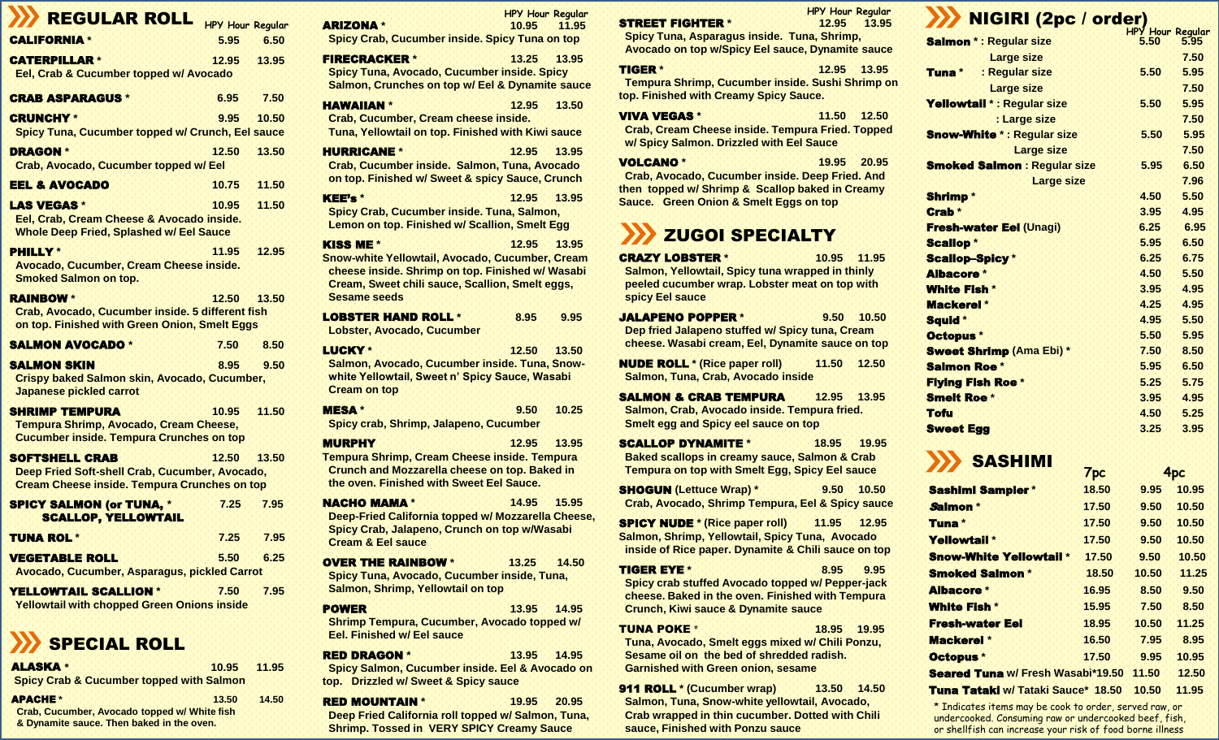## REGULAR ROLL

| | HPY Hour | Regular |
|---|---|---|
| **CALIFORNIA** * | 5.95 | 6.50 |
| **CATERPILLAR** * Eel, Crab & Cucumber topped w/ Avocado | 12.95 | 13.95 |
| **CRAB ASPARAGUS** * | 6.95 | 7.50 |
| **CRUNCHY** * Spicy Tuna, Cucumber topped w/ Crunch, Eel sauce | 9.95 | 10.50 |
| **DRAGON** * Crab, Avocado, Cucumber topped w/ Eel | 12.50 | 13.50 |
| **EEL & AVOCADO** | 10.75 | 11.50 |
| **LAS VEGAS** * Eel, Crab, Cream Cheese & Avocado inside. Whole Deep Fried, Splashed w/ Eel Sauce | 10.95 | 11.50 |
| **PHILLY** * Avocado, Cucumber, Cream Cheese inside. Smoked Salmon on top. | 11.95 | 12.95 |
| **RAINBOW** * Crab, Avocado, Cucumber inside. 5 different fish on top. Finished with Green Onion, Smelt Eggs | 12.50 | 13.50 |
| **SALMON AVOCADO** * | 7.50 | 8.50 |
| **SALMON SKIN** Crispy baked Salmon skin, Avocado, Cucumber, Japanese pickled carrot | 8.95 | 9.50 |
| **SHRIMP TEMPURA** Tempura Shrimp, Avocado, Cream Cheese, Cucumber inside. Tempura Crunches on top | 10.95 | 11.50 |
| **SOFTSHELL CRAB** Deep Fried Soft-shell Crab, Cucumber, Avocado, Cream Cheese inside. Tempura Crunches on top | 12.50 | 13.50 |
| **SPICY SALMON (or TUNA, * SCALLOP, YELLOWTAIL** | 7.25 | 7.95 |
| **TUNA ROL** * | 7.25 | 7.95 |
| **VEGETABLE ROLL** Avocado, Cucumber, Asparagus, pickled Carrot | 5.50 | 6.25 |
| **YELLOWTAIL SCALLION** * Yellowtail with chopped Green Onions inside | 7.50 | 7.95 |

## SPECIAL ROLL

| | HPY Hour | Regular |
|---|---|---|
| **ALASKA** * Spicy Crab & Cucumber topped with Salmon | 10.95 | 11.95 |
| **APACHE** * Crab, Cucumber, Avocado topped w/ White fish & Dynamite sauce. Then baked in the oven. | 13.50 | 14.50 |
| **ARIZONA** * Spicy Crab, Cucumber inside. Spicy Tuna on top | 10.95 | 11.95 |
| **FIRECRACKER** * Spicy Tuna, Avocado, Cucumber inside. Spicy Salmon, Crunches on top w/ Eel & Dynamite sauce | 13.25 | 13.95 |
| **HAWAIIAN** * Crab, Cucumber, Cream cheese inside. Tuna, Yellowtail on top. Finished with Kiwi sauce | 12.95 | 13.50 |
| **HURRICANE** * Crab, Cucumber inside. Salmon, Tuna, Avocado on top. Finished w/ Sweet & spicy Sauce, Crunch | 12.95 | 13.95 |
| **KEE's** * Spicy Crab, Cucumber inside. Tuna, Salmon, Lemon on top. Finished w/ Scallion, Smelt Egg | 12.95 | 13.95 |
| **KISS ME** * Snow-white Yellowtail, Avocado, Cucumber, Cream cheese inside. Shrimp on top. Finished w/ Wasabi Cream, Sweet chili sauce, Scallion, Smelt eggs, Sesame seeds | 12.95 | 13.95 |
| **LOBSTER HAND ROLL** * Lobster, Avocado, Cucumber | 8.95 | 9.95 |
| **LUCKY** * Salmon, Avocado, Cucumber inside. Tuna, Snow-white Yellowtail, Sweet n' Spicy Sauce, Wasabi Cream on top | 12.50 | 13.50 |
| **MESA** * Spicy crab, Shrimp, Jalapeno, Cucumber | 9.50 | 10.25 |
| **MURPHY** Tempura Shrimp, Cream Cheese inside. Tempura Crunch and Mozzarella cheese on top. Baked in the oven. Finished with Sweet Eel Sauce. | 12.95 | 13.95 |
| **NACHO MAMA** * Deep-Fried California topped w/ Mozzarella Cheese, Spicy Crab, Jalapeno, Crunch on top w/Wasabi Cream & Eel sauce | 14.95 | 15.95 |
| **OVER THE RAINBOW** * Spicy Tuna, Avocado, Cucumber inside, Tuna, Salmon, Shrimp, Yellowtail on top | 13.25 | 14.50 |
| **POWER** Shrimp Tempura, Cucumber, Avocado topped w/ Eel. Finished w/ Eel sauce | 13.95 | 14.95 |
| **RED DRAGON** * Spicy Salmon, Cucumber inside. Eel & Avocado on top. Drizzled w/ Sweet & Spicy sauce | 13.95 | 14.95 |
| **RED MOUNTAIN** * Deep Fried California roll topped w/ Salmon, Tuna, Shrimp. Tossed in VERY SPICY Creamy Sauce | 19.95 | 20.95 |
| **STREET FIGHTER** * Spicy Tuna, Asparagus inside. Tuna, Shrimp, Avocado on top w/Spicy Eel sauce, Dynamite sauce | 12.95 | 13.95 |
| **TIGER** * Tempura Shrimp, Cucumber inside. Sushi Shrimp on top. Finished with Creamy Spicy Sauce. | 12.95 | 13.95 |
| **VIVA VEGAS** * Crab, Cream Cheese inside. Tempura Fried. Topped w/ Spicy Salmon. Drizzled with Eel Sauce | 11.50 | 12.50 |
| **VOLCANO** * Crab, Avocado, Cucumber inside. Deep Fried. And then topped w/ Shrimp & Scallop baked in Creamy Sauce. Green Onion & Smelt Eggs on top | 19.95 | 20.95 |

## ZUGOI SPECIALTY

| | HPY Hour | Regular |
|---|---|---|
| **CRAZY LOBSTER** * Salmon, Yellowtail, Spicy tuna wrapped in thinly peeled cucumber wrap. Lobster meat on top with spicy Eel sauce | 10.95 | 11.95 |
| **JALAPENO POPPER** * Dep fried Jalapeno stuffed w/ Spicy tuna, Cream cheese. Wasabi cream, Eel, Dynamite sauce on top | 9.50 | 10.50 |
| **NUDE ROLL** * (Rice paper roll) Salmon, Tuna, Crab, Avocado inside | 11.50 | 12.50 |
| **SALMON & CRAB TEMPURA** Salmon, Crab, Avocado inside. Tempura fried. Smelt egg and Spicy eel sauce on top | 12.95 | 13.95 |
| **SCALLOP DYNAMITE** * Baked scallops in creamy sauce, Salmon & Crab Tempura on top with Smelt Egg, Spicy Eel sauce | 18.95 | 19.95 |
| **SHOGUN** (Lettuce Wrap) * Crab, Avocado, Shrimp Tempura, Eel & Spicy sauce | 9.50 | 10.50 |
| **SPICY NUDE** * (Rice paper roll) Salmon, Shrimp, Yellowtail, Spicy Tuna, Avocado inside of Rice paper. Dynamite & Chili sauce on top | 11.95 | 12.95 |
| **TIGER EYE** * Spicy crab stuffed Avocado topped w/ Pepper-jack cheese. Baked in the oven. Finished with Tempura Crunch, Kiwi sauce & Dynamite sauce | 8.95 | 9.95 |
| **TUNA POKE** * Tuna, Avocado, Smelt eggs mixed w/ Chili Ponzu, Sesame oil on the bed of shredded radish. Garnished with Green onion, sesame | 18.95 | 19.95 |
| **911 ROLL** * (Cucumber wrap) Salmon, Tuna, Snow-white yellowtail, Avocado, Crab wrapped in thin cucumber. Dotted with Chili sauce, Finished with Ponzu sauce | 13.50 | 14.50 |

## NIGIRI (2pc / order)

| | HPY Hour | Regular |
|---|---|---|
| **Salmon** * : Regular size | 5.50 | 5.95 |
| Large size | | 7.50 |
| **Tuna** * : Regular size | 5.50 | 5.95 |
| Large size | | 7.50 |
| **Yellowtail** * : Regular size | 5.50 | 5.95 |
| : Large size | | 7.50 |
| **Snow-White** * : Regular size | 5.50 | 5.95 |
| Large size | | 7.50 |
| **Smoked Salmon** : Regular size | 5.95 | 6.50 |
| Large size | | 7.96 |
| **Shrimp** * | 4.50 | 5.50 |
| **Crab** * | 3.95 | 4.95 |
| **Fresh-water Eel** (Unagi) | 6.25 | 6.95 |
| **Scallop** * | 5.95 | 6.50 |
| **Scallop–Spicy** * | 6.25 | 6.75 |
| **Albacore** * | 4.50 | 5.50 |
| **White Fish** * | 3.95 | 4.95 |
| **Mackerel** * | 4.25 | 4.95 |
| **Squid** * | 4.95 | 5.50 |
| **Octopus** * | 5.50 | 5.95 |
| **Sweet Shrimp** (Ama Ebi) * | 7.50 | 8.50 |
| **Salmon Roe** * | 5.95 | 6.50 |
| **Flying Fish Roe** * | 5.25 | 5.75 |
| **Smelt Roe** * | 3.95 | 4.95 |
| **Tofu** | 4.50 | 5.25 |
| **Sweet Egg** | 3.25 | 3.95 |

## SASHIMI

| | 7pc | 4pc | |
|---|---|---|---|
| **Sashimi Sampler** * | 18.50 | 9.95 | 10.95 |
| **Salmon** * | 17.50 | 9.50 | 10.50 |
| **Tuna** * | 17.50 | 9.50 | 10.50 |
| **Yellowtail** * | 17.50 | 9.50 | 10.50 |
| **Snow-White Yellowtail** * | 17.50 | 9.50 | 10.50 |
| **Smoked Salmon** * | 18.50 | 10.50 | 11.25 |
| **Albacore** * | 16.95 | 8.50 | 9.50 |
| **White Fish** * | 15.95 | 7.50 | 8.50 |
| **Fresh-water Eel** | 18.95 | 10.50 | 11.25 |
| **Mackerel** * | 16.50 | 7.95 | 8.95 |
| **Octopus** * | 17.50 | 9.95 | 10.95 |
| **Seared Tuna** w/ Fresh Wasabi* | 19.50 | 11.50 | 12.50 |
| **Tuna Tataki** w/ Tataki Sauce* | 18.50 | 10.50 | 11.95 |

* Indicates items may be cook to order, served raw, or undercooked. Consuming raw or undercooked beef, fish, or shellfish can increase your risk of food borne illness